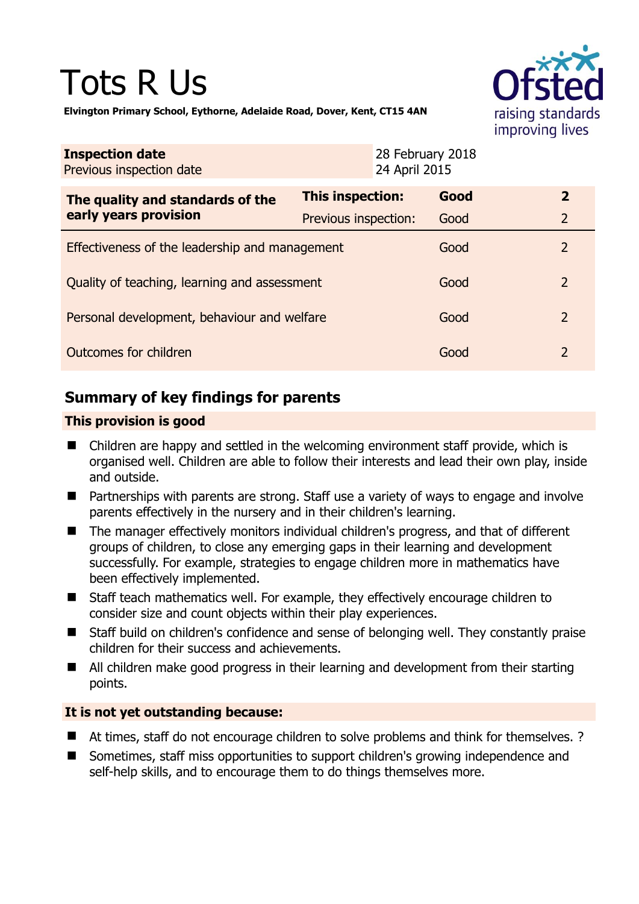# Tots R Us

**Elvington Primary School, Eythorne, Adelaide Road, Dover, Kent, CT15 4AN**

| **Inspection date** | 28 February 2018 |
|---|---|
| Previous inspection date | 24 April 2015 |

| **The quality and standards of the early years provision** | **This inspection:** | **Good** | **2** |
|---|---|---|---|
| | Previous inspection: | Good | 2 |
| Effectiveness of the leadership and management | | Good | 2 |
| Quality of teaching, learning and assessment | | Good | 2 |
| Personal development, behaviour and welfare | | Good | 2 |
| Outcomes for children | | Good | 2 |

## Summary of key findings for parents

### This provision is good

- Children are happy and settled in the welcoming environment staff provide, which is organised well. Children are able to follow their interests and lead their own play, inside and outside.
- Partnerships with parents are strong. Staff use a variety of ways to engage and involve parents effectively in the nursery and in their children's learning.
- The manager effectively monitors individual children's progress, and that of different groups of children, to close any emerging gaps in their learning and development successfully. For example, strategies to engage children more in mathematics have been effectively implemented.
- Staff teach mathematics well. For example, they effectively encourage children to consider size and count objects within their play experiences.
- Staff build on children's confidence and sense of belonging well. They constantly praise children for their success and achievements.
- All children make good progress in their learning and development from their starting points.

### It is not yet outstanding because:

- At times, staff do not encourage children to solve problems and think for themselves. ?
- Sometimes, staff miss opportunities to support children's growing independence and self-help skills, and to encourage them to do things themselves more.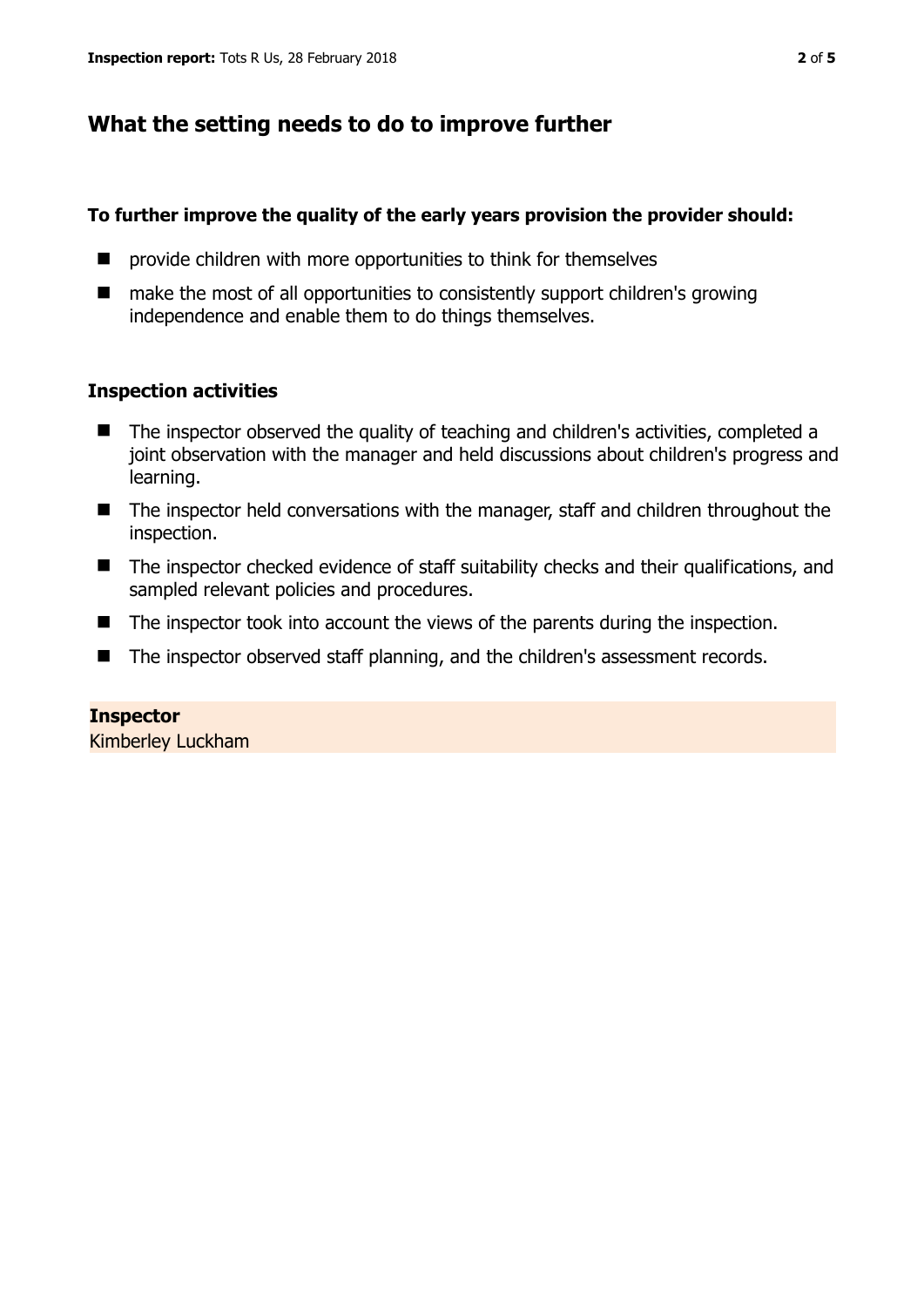## What the setting needs to do to improve further

**To further improve the quality of the early years provision the provider should:**

- provide children with more opportunities to think for themselves
- make the most of all opportunities to consistently support children's growing independence and enable them to do things themselves.

### Inspection activities

- The inspector observed the quality of teaching and children's activities, completed a joint observation with the manager and held discussions about children's progress and learning.
- The inspector held conversations with the manager, staff and children throughout the inspection.
- The inspector checked evidence of staff suitability checks and their qualifications, and sampled relevant policies and procedures.
- The inspector took into account the views of the parents during the inspection.
- The inspector observed staff planning, and the children's assessment records.

**Inspector**
Kimberley Luckham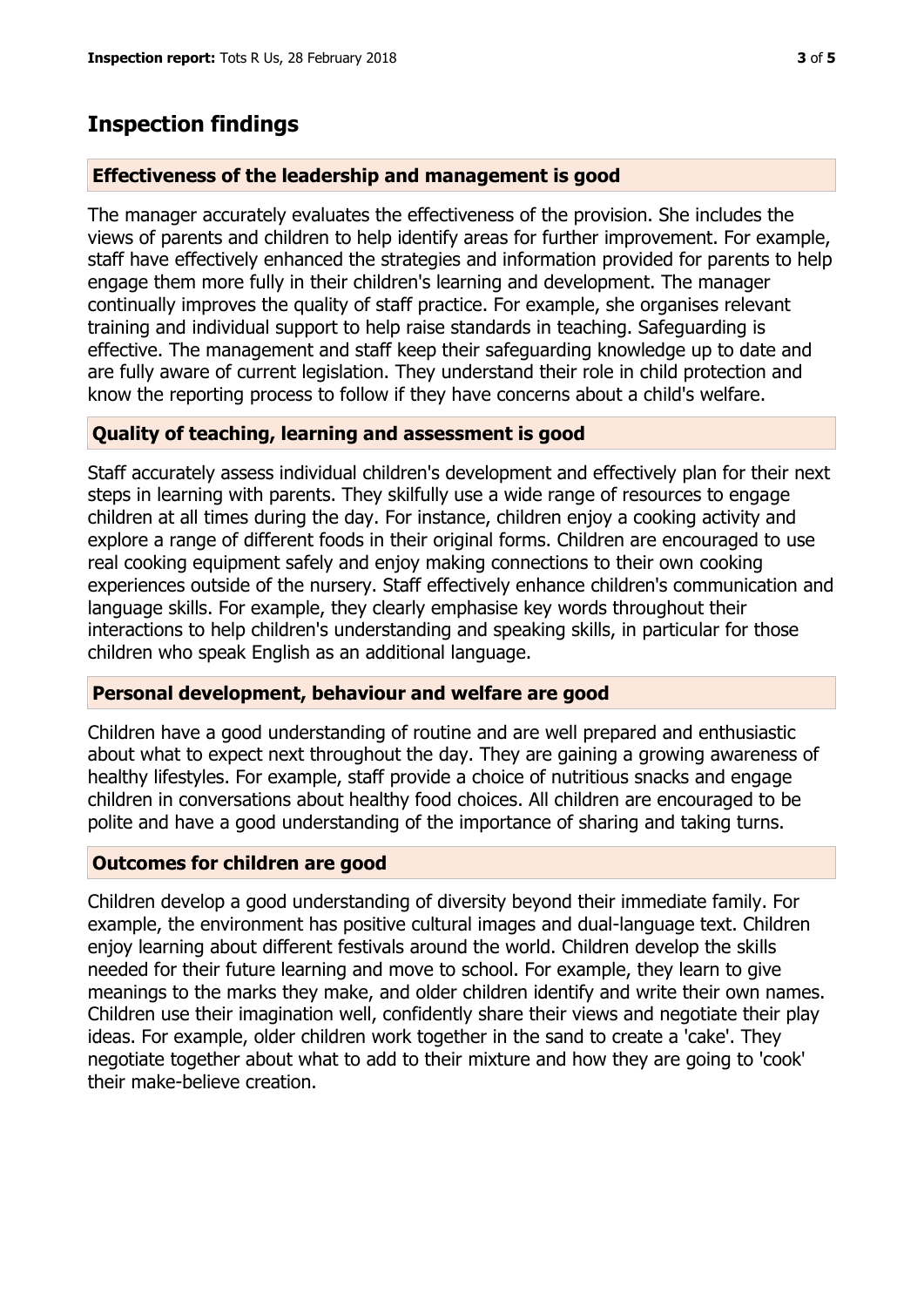## Inspection findings

### Effectiveness of the leadership and management is good

The manager accurately evaluates the effectiveness of the provision. She includes the views of parents and children to help identify areas for further improvement. For example, staff have effectively enhanced the strategies and information provided for parents to help engage them more fully in their children's learning and development. The manager continually improves the quality of staff practice. For example, she organises relevant training and individual support to help raise standards in teaching. Safeguarding is effective. The management and staff keep their safeguarding knowledge up to date and are fully aware of current legislation. They understand their role in child protection and know the reporting process to follow if they have concerns about a child's welfare.

### Quality of teaching, learning and assessment is good

Staff accurately assess individual children's development and effectively plan for their next steps in learning with parents. They skilfully use a wide range of resources to engage children at all times during the day. For instance, children enjoy a cooking activity and explore a range of different foods in their original forms. Children are encouraged to use real cooking equipment safely and enjoy making connections to their own cooking experiences outside of the nursery. Staff effectively enhance children's communication and language skills. For example, they clearly emphasise key words throughout their interactions to help children's understanding and speaking skills, in particular for those children who speak English as an additional language.

### Personal development, behaviour and welfare are good

Children have a good understanding of routine and are well prepared and enthusiastic about what to expect next throughout the day. They are gaining a growing awareness of healthy lifestyles. For example, staff provide a choice of nutritious snacks and engage children in conversations about healthy food choices. All children are encouraged to be polite and have a good understanding of the importance of sharing and taking turns.

### Outcomes for children are good

Children develop a good understanding of diversity beyond their immediate family. For example, the environment has positive cultural images and dual-language text. Children enjoy learning about different festivals around the world. Children develop the skills needed for their future learning and move to school. For example, they learn to give meanings to the marks they make, and older children identify and write their own names. Children use their imagination well, confidently share their views and negotiate their play ideas. For example, older children work together in the sand to create a 'cake'. They negotiate together about what to add to their mixture and how they are going to 'cook' their make-believe creation.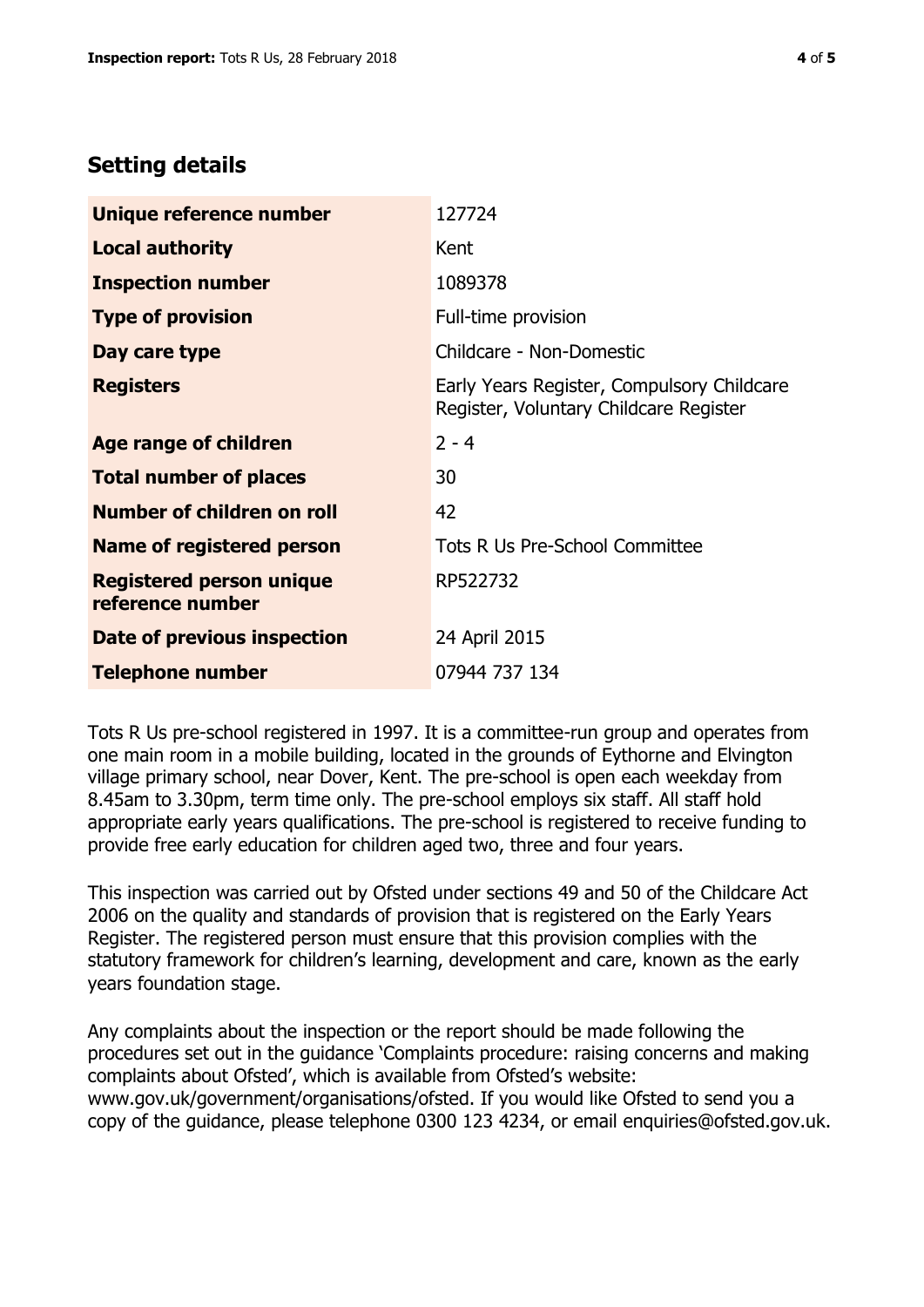## Setting details

| | |
|---|---|
| **Unique reference number** | 127724 |
| **Local authority** | Kent |
| **Inspection number** | 1089378 |
| **Type of provision** | Full-time provision |
| **Day care type** | Childcare - Non-Domestic |
| **Registers** | Early Years Register, Compulsory Childcare Register, Voluntary Childcare Register |
| **Age range of children** | 2 - 4 |
| **Total number of places** | 30 |
| **Number of children on roll** | 42 |
| **Name of registered person** | Tots R Us Pre-School Committee |
| **Registered person unique reference number** | RP522732 |
| **Date of previous inspection** | 24 April 2015 |
| **Telephone number** | 07944 737 134 |

Tots R Us pre-school registered in 1997. It is a committee-run group and operates from one main room in a mobile building, located in the grounds of Eythorne and Elvington village primary school, near Dover, Kent. The pre-school is open each weekday from 8.45am to 3.30pm, term time only. The pre-school employs six staff. All staff hold appropriate early years qualifications. The pre-school is registered to receive funding to provide free early education for children aged two, three and four years.

This inspection was carried out by Ofsted under sections 49 and 50 of the Childcare Act 2006 on the quality and standards of provision that is registered on the Early Years Register. The registered person must ensure that this provision complies with the statutory framework for children's learning, development and care, known as the early years foundation stage.

Any complaints about the inspection or the report should be made following the procedures set out in the guidance 'Complaints procedure: raising concerns and making complaints about Ofsted', which is available from Ofsted's website: www.gov.uk/government/organisations/ofsted. If you would like Ofsted to send you a copy of the guidance, please telephone 0300 123 4234, or email enquiries@ofsted.gov.uk.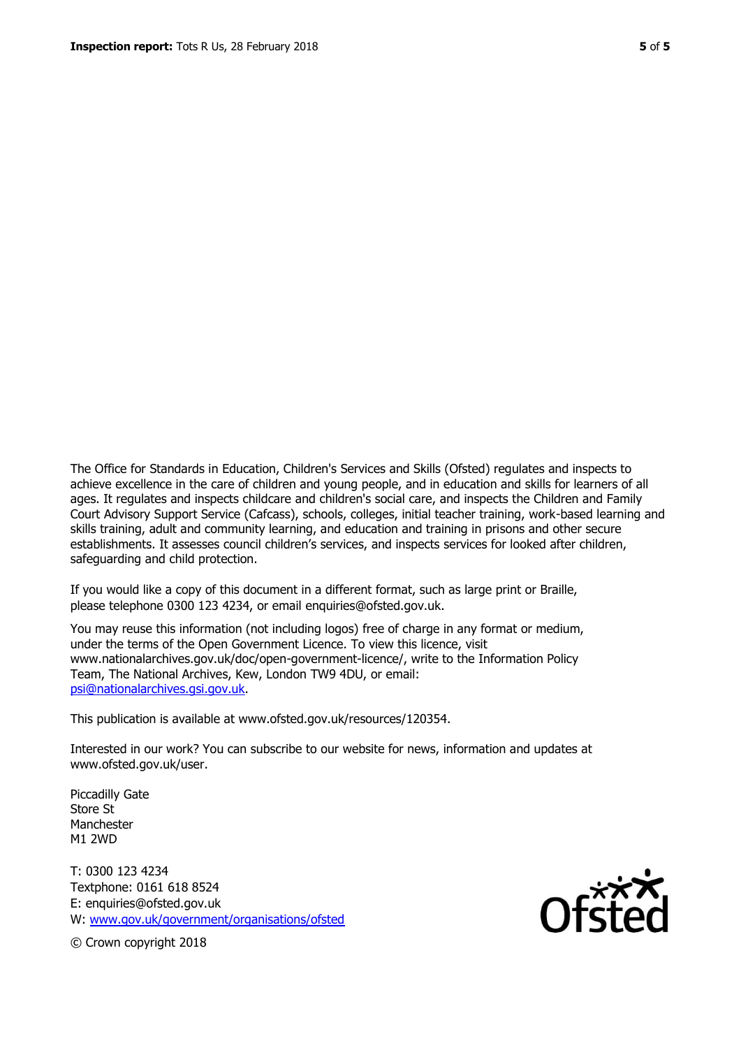The Office for Standards in Education, Children's Services and Skills (Ofsted) regulates and inspects to achieve excellence in the care of children and young people, and in education and skills for learners of all ages. It regulates and inspects childcare and children's social care, and inspects the Children and Family Court Advisory Support Service (Cafcass), schools, colleges, initial teacher training, work-based learning and skills training, adult and community learning, and education and training in prisons and other secure establishments. It assesses council children's services, and inspects services for looked after children, safeguarding and child protection.

If you would like a copy of this document in a different format, such as large print or Braille, please telephone 0300 123 4234, or email enquiries@ofsted.gov.uk.

You may reuse this information (not including logos) free of charge in any format or medium, under the terms of the Open Government Licence. To view this licence, visit www.nationalarchives.gov.uk/doc/open-government-licence/, write to the Information Policy Team, The National Archives, Kew, London TW9 4DU, or email: psi@nationalarchives.gsi.gov.uk.

This publication is available at www.ofsted.gov.uk/resources/120354.

Interested in our work? You can subscribe to our website for news, information and updates at www.ofsted.gov.uk/user.

Piccadilly Gate
Store St
Manchester
M1 2WD

T: 0300 123 4234
Textphone: 0161 618 8524
E: enquiries@ofsted.gov.uk
W: www.gov.uk/government/organisations/ofsted

© Crown copyright 2018